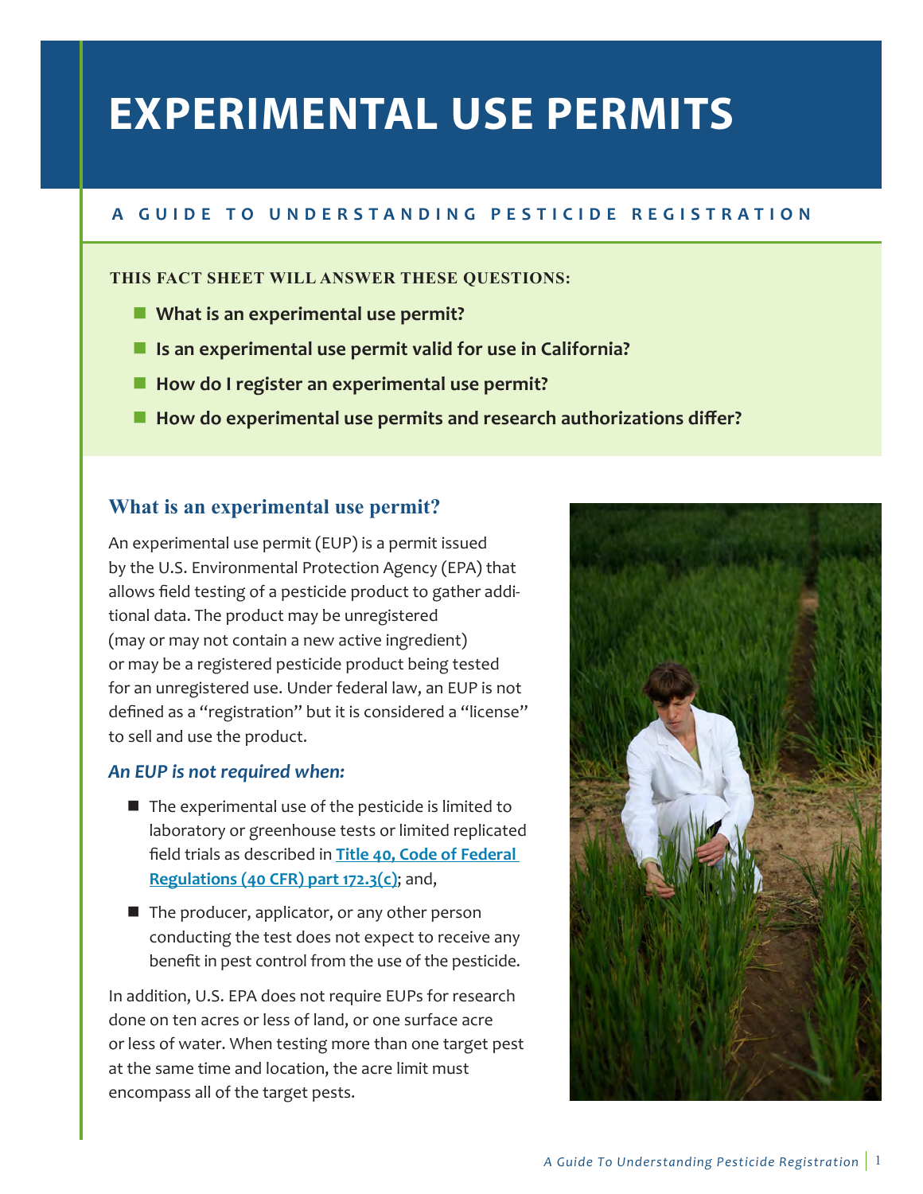# EXPERIMENTAL USE PERMITS

**A GUIDE TO UNDERSTANDING PESTICIDE REGISTRATION**

**THIS FACT SHEET WILL ANSWER THESE QUESTIONS:**

- **What is an experimental use permit?**
- **Is an experimental use permit valid for use in California?**
- **How do I register an experimental use permit?**
- **How do experimental use permits and research authorizations differ?**

## What is an experimental use permit?

An experimental use permit (EUP) is a permit issued by the U.S. Environmental Protection Agency (EPA) that allows field testing of a pesticide product to gather additional data. The product may be unregistered (may or may not contain a new active ingredient) or may be a registered pesticide product being tested for an unregistered use. Under federal law, an EUP is not defined as a "registration" but it is considered a "license" to sell and use the product.

### *An EUP is not required when:*

- The experimental use of the pesticide is limited to laboratory or greenhouse tests or limited replicated field trials as described in **Title 40, Code of Federal Regulations (40 CFR) part 172.3(c)**; and,
- The producer, applicator, or any other person conducting the test does not expect to receive any benefit in pest control from the use of the pesticide.

In addition, U.S. EPA does not require EUPs for research done on ten acres or less of land, or one surface acre or less of water. When testing more than one target pest at the same time and location, the acre limit must encompass all of the target pests.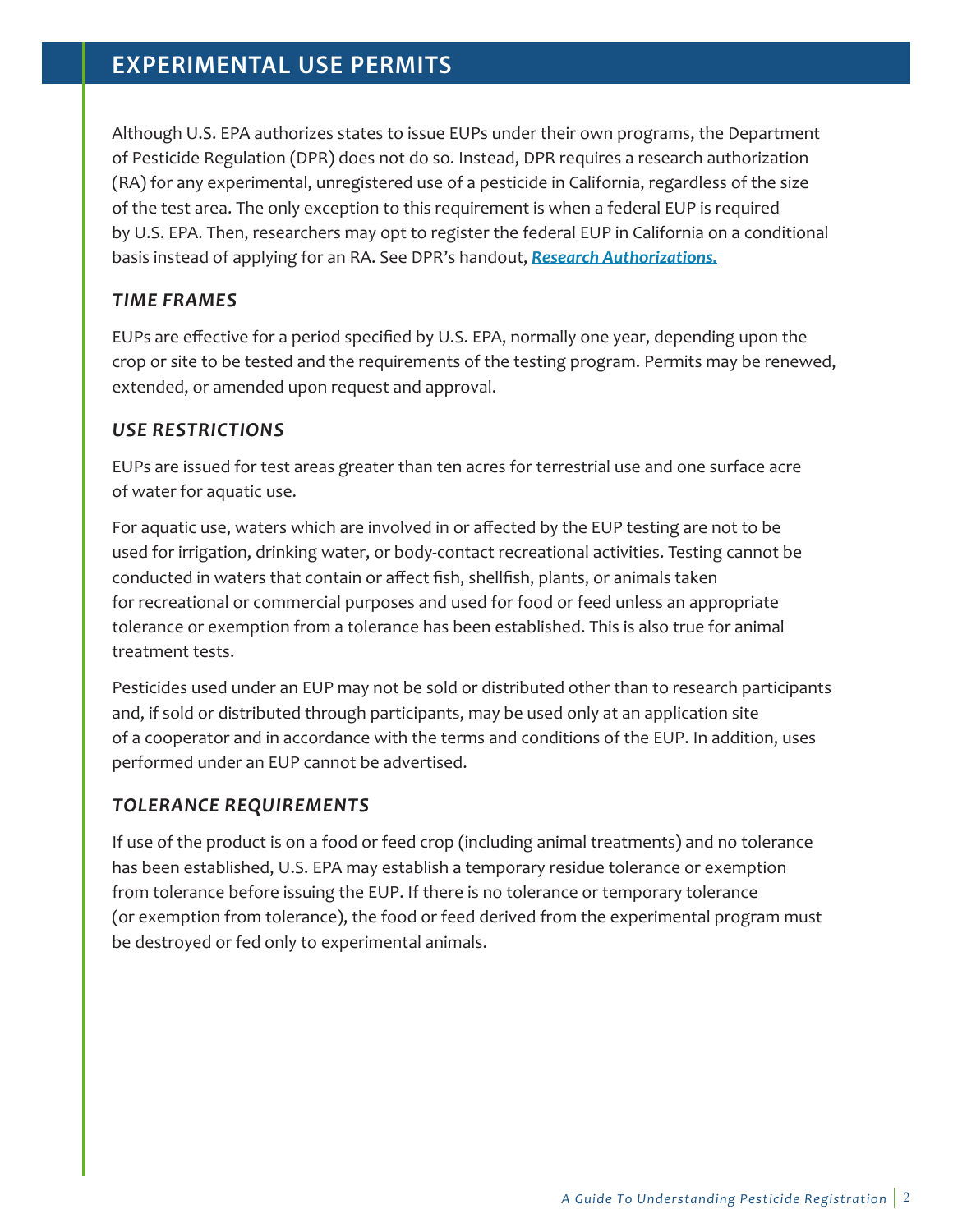## EXPERIMENTAL USE PERMITS

Although U.S. EPA authorizes states to issue EUPs under their own programs, the Department of Pesticide Regulation (DPR) does not do so. Instead, DPR requires a research authorization (RA) for any experimental, unregistered use of a pesticide in California, regardless of the size of the test area. The only exception to this requirement is when a federal EUP is required by U.S. EPA. Then, researchers may opt to register the federal EUP in California on a conditional basis instead of applying for an RA. See DPR's handout, ***Research Authorizations.***

### *TIME FRAMES*

EUPs are effective for a period specified by U.S. EPA, normally one year, depending upon the crop or site to be tested and the requirements of the testing program. Permits may be renewed, extended, or amended upon request and approval.

### *USE RESTRICTIONS*

EUPs are issued for test areas greater than ten acres for terrestrial use and one surface acre of water for aquatic use.

For aquatic use, waters which are involved in or affected by the EUP testing are not to be used for irrigation, drinking water, or body-contact recreational activities. Testing cannot be conducted in waters that contain or affect fish, shellfish, plants, or animals taken for recreational or commercial purposes and used for food or feed unless an appropriate tolerance or exemption from a tolerance has been established. This is also true for animal treatment tests.

Pesticides used under an EUP may not be sold or distributed other than to research participants and, if sold or distributed through participants, may be used only at an application site of a cooperator and in accordance with the terms and conditions of the EUP. In addition, uses performed under an EUP cannot be advertised.

### *TOLERANCE REQUIREMENTS*

If use of the product is on a food or feed crop (including animal treatments) and no tolerance has been established, U.S. EPA may establish a temporary residue tolerance or exemption from tolerance before issuing the EUP. If there is no tolerance or temporary tolerance (or exemption from tolerance), the food or feed derived from the experimental program must be destroyed or fed only to experimental animals.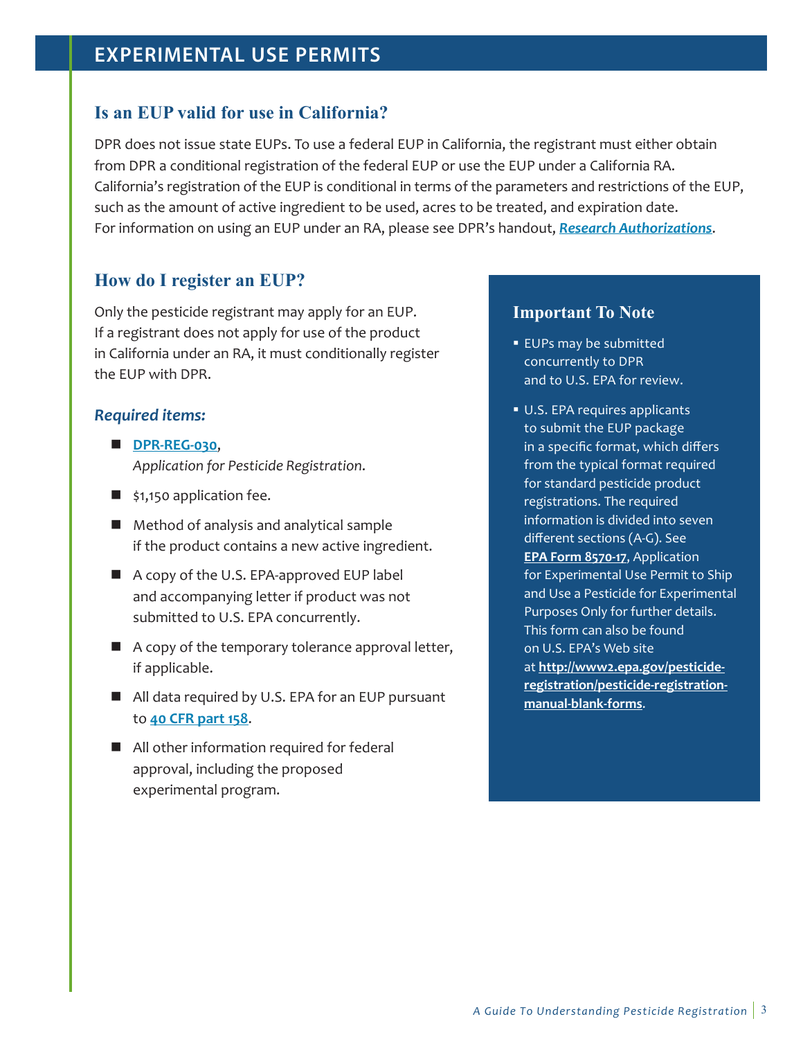# EXPERIMENTAL USE PERMITS

## Is an EUP valid for use in California?

DPR does not issue state EUPs. To use a federal EUP in California, the registrant must either obtain from DPR a conditional registration of the federal EUP or use the EUP under a California RA. California's registration of the EUP is conditional in terms of the parameters and restrictions of the EUP, such as the amount of active ingredient to be used, acres to be treated, and expiration date. For information on using an EUP under an RA, please see DPR's handout, ***Research Authorizations***.

## How do I register an EUP?

Only the pesticide registrant may apply for an EUP. If a registrant does not apply for use of the product in California under an RA, it must conditionally register the EUP with DPR.

### *Required items:*

- **DPR-REG-030**, *Application for Pesticide Registration.*
- $1,150 application fee.
- Method of analysis and analytical sample if the product contains a new active ingredient.
- A copy of the U.S. EPA-approved EUP label and accompanying letter if product was not submitted to U.S. EPA concurrently.
- A copy of the temporary tolerance approval letter, if applicable.
- All data required by U.S. EPA for an EUP pursuant to **40 CFR part 158**.
- All other information required for federal approval, including the proposed experimental program.

### Important To Note

- EUPs may be submitted concurrently to DPR and to U.S. EPA for review.
- U.S. EPA requires applicants to submit the EUP package in a specific format, which differs from the typical format required for standard pesticide product registrations. The required information is divided into seven different sections (A-G). See **EPA Form 8570-17**, Application for Experimental Use Permit to Ship and Use a Pesticide for Experimental Purposes Only for further details. This form can also be found on U.S. EPA's Web site at **http://www2.epa.gov/pesticide-registration/pesticide-registration-manual-blank-forms**.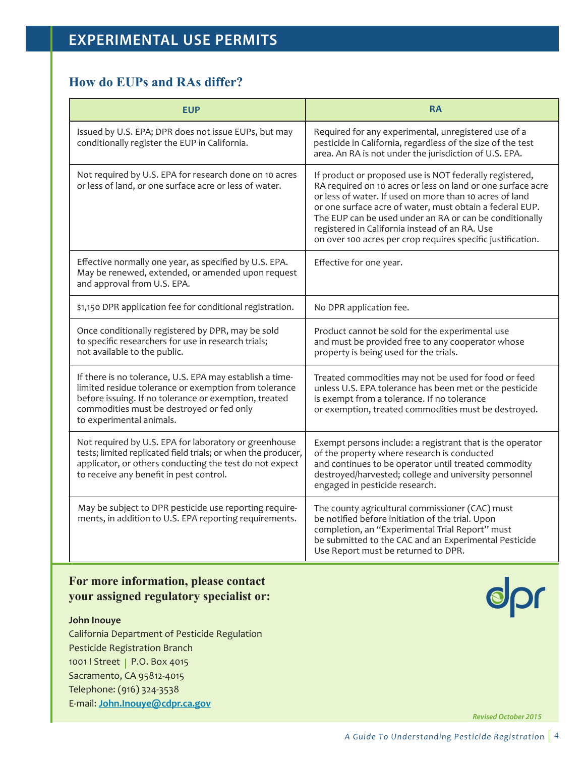# EXPERIMENTAL USE PERMITS

## How do EUPs and RAs differ?

| EUP | RA |
|---|---|
| Issued by U.S. EPA; DPR does not issue EUPs, but may conditionally register the EUP in California. | Required for any experimental, unregistered use of a pesticide in California, regardless of the size of the test area. An RA is not under the jurisdiction of U.S. EPA. |
| Not required by U.S. EPA for research done on 10 acres or less of land, or one surface acre or less of water. | If product or proposed use is NOT federally registered, RA required on 10 acres or less on land or one surface acre or less of water. If used on more than 10 acres of land or one surface acre of water, must obtain a federal EUP. The EUP can be used under an RA or can be conditionally registered in California instead of an RA. Use on over 100 acres per crop requires specific justification. |
| Effective normally one year, as specified by U.S. EPA. May be renewed, extended, or amended upon request and approval from U.S. EPA. | Effective for one year. |
| $1,150 DPR application fee for conditional registration. | No DPR application fee. |
| Once conditionally registered by DPR, may be sold to specific researchers for use in research trials; not available to the public. | Product cannot be sold for the experimental use and must be provided free to any cooperator whose property is being used for the trials. |
| If there is no tolerance, U.S. EPA may establish a time-limited residue tolerance or exemption from tolerance before issuing. If no tolerance or exemption, treated commodities must be destroyed or fed only to experimental animals. | Treated commodities may not be used for food or feed unless U.S. EPA tolerance has been met or the pesticide is exempt from a tolerance. If no tolerance or exemption, treated commodities must be destroyed. |
| Not required by U.S. EPA for laboratory or greenhouse tests; limited replicated field trials; or when the producer, applicator, or others conducting the test do not expect to receive any benefit in pest control. | Exempt persons include: a registrant that is the operator of the property where research is conducted and continues to be operator until treated commodity destroyed/harvested; college and university personnel engaged in pesticide research. |
| May be subject to DPR pesticide use reporting requirements, in addition to U.S. EPA reporting requirements. | The county agricultural commissioner (CAC) must be notified before initiation of the trial. Upon completion, an "Experimental Trial Report" must be submitted to the CAC and an Experimental Pesticide Use Report must be returned to DPR. |

**For more information, please contact your assigned regulatory specialist or:**

**John Inouye**
California Department of Pesticide Regulation
Pesticide Registration Branch
1001 I Street | P.O. Box 4015
Sacramento, CA 95812-4015
Telephone: (916) 324-3538
E-mail: **John.Inouye@cdpr.ca.gov**

dpr

*Revised October 2015*